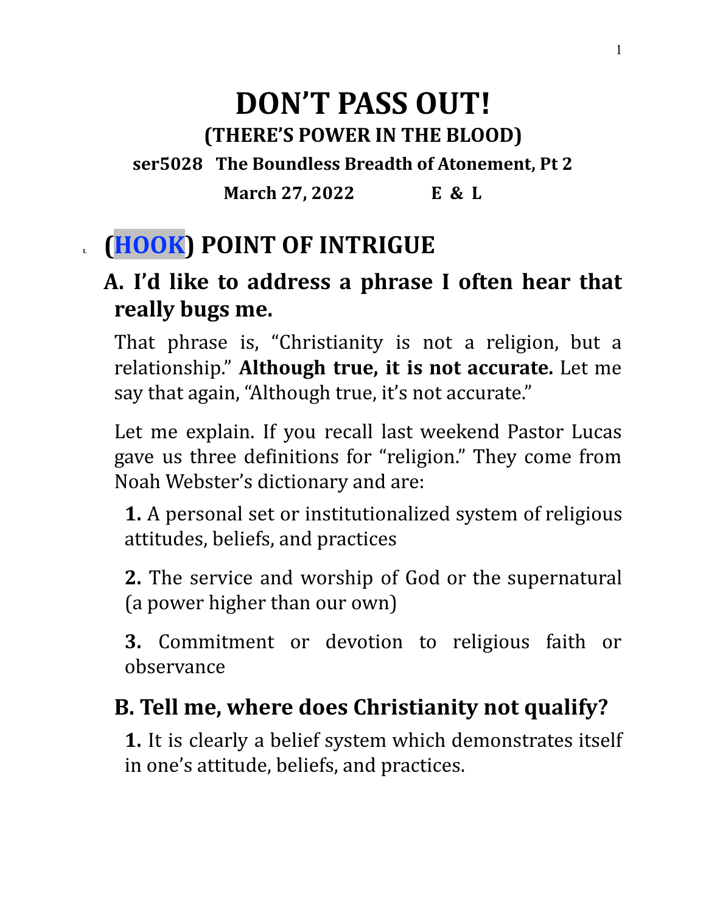# DON'T PASS OUT!

## (THERE'S POWER IN THE BLOOD)

**ser5028 The Boundless Breadth of Atonement, Pt 2**

**March 27, 2022 E & L**

## I. (HOOK) POINT OF INTRIGUE

### A. I'd like to address a phrase I often hear that really bugs me.

That phrase is, "Christianity is not a religion, but a relationship." **Although true, it is not accurate.** Let me say that again, "Although true, it's not accurate."

Let me explain. If you recall last weekend Pastor Lucas gave us three definitions for "religion." They come from Noah Webster's dictionary and are:

**1.** A personal set or institutionalized system of religious attitudes, beliefs, and practices

**2.** The service and worship of God or the supernatural (a power higher than our own)

**3.** Commitment or devotion to religious faith or observance

### B. Tell me, where does Christianity not qualify?

**1.** It is clearly a belief system which demonstrates itself in one's attitude, beliefs, and practices.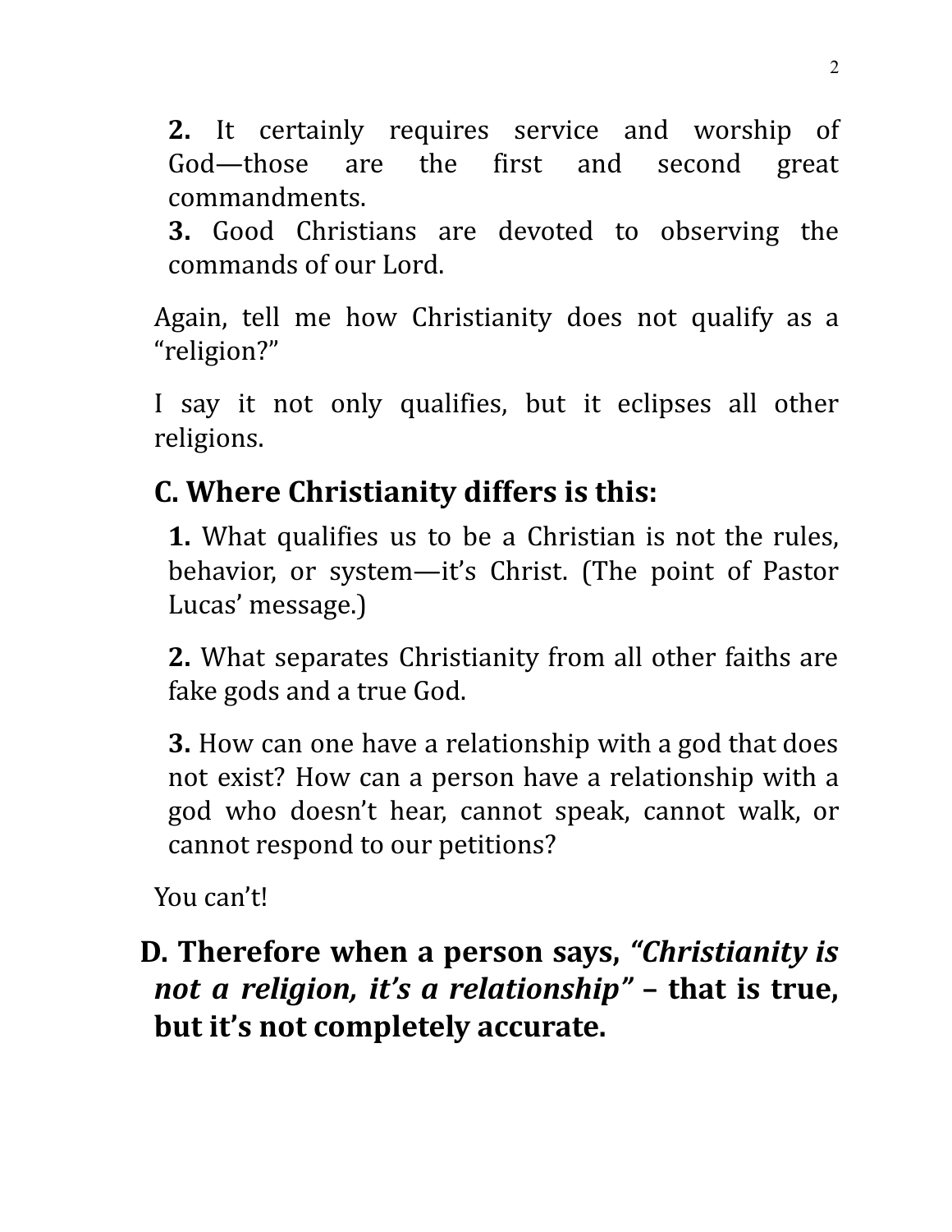**2.** It certainly requires service and worship of God—those are the first and second great commandments.

**3.** Good Christians are devoted to observing the commands of our Lord.

Again, tell me how Christianity does not qualify as a "religion?"

I say it not only qualifies, but it eclipses all other religions.

## C. Where Christianity differs is this:

**1.** What qualifies us to be a Christian is not the rules, behavior, or system—it's Christ. (The point of Pastor Lucas' message.)

**2.** What separates Christianity from all other faiths are fake gods and a true God.

**3.** How can one have a relationship with a god that does not exist? How can a person have a relationship with a god who doesn't hear, cannot speak, cannot walk, or cannot respond to our petitions?

You can't!

## D. Therefore when a person says, *"Christianity is not a religion, it's a relationship"* – that is true, but it's not completely accurate.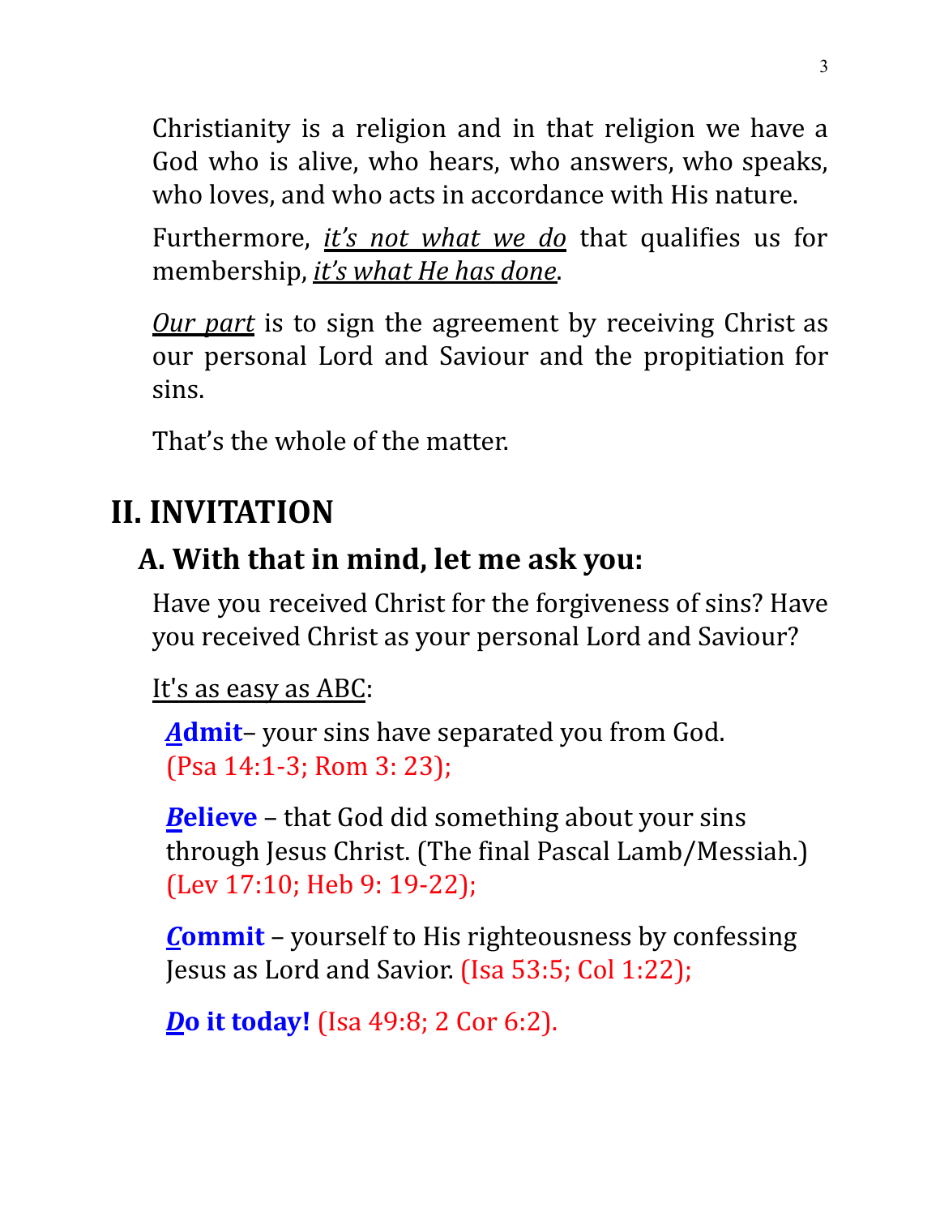Christianity is a religion and in that religion we have a God who is alive, who hears, who answers, who speaks, who loves, and who acts in accordance with His nature.

Furthermore, ***it's not what we do*** that qualifies us for membership, ***it's what He has done***.

***Our part*** is to sign the agreement by receiving Christ as our personal Lord and Saviour and the propitiation for sins.

That's the whole of the matter.

# II. INVITATION

## A. With that in mind, let me ask you:

Have you received Christ for the forgiveness of sins? Have you received Christ as your personal Lord and Saviour?

It's as easy as ABC:

***A*****dmit**– your sins have separated you from God. (Psa 14:1-3; Rom 3: 23);

***B*****elieve** – that God did something about your sins through Jesus Christ. (The final Pascal Lamb/Messiah.) (Lev 17:10; Heb 9: 19-22);

***C*****ommit** – yourself to His righteousness by confessing Jesus as Lord and Savior. (Isa 53:5; Col 1:22);

***D*****o it today!** (Isa 49:8; 2 Cor 6:2).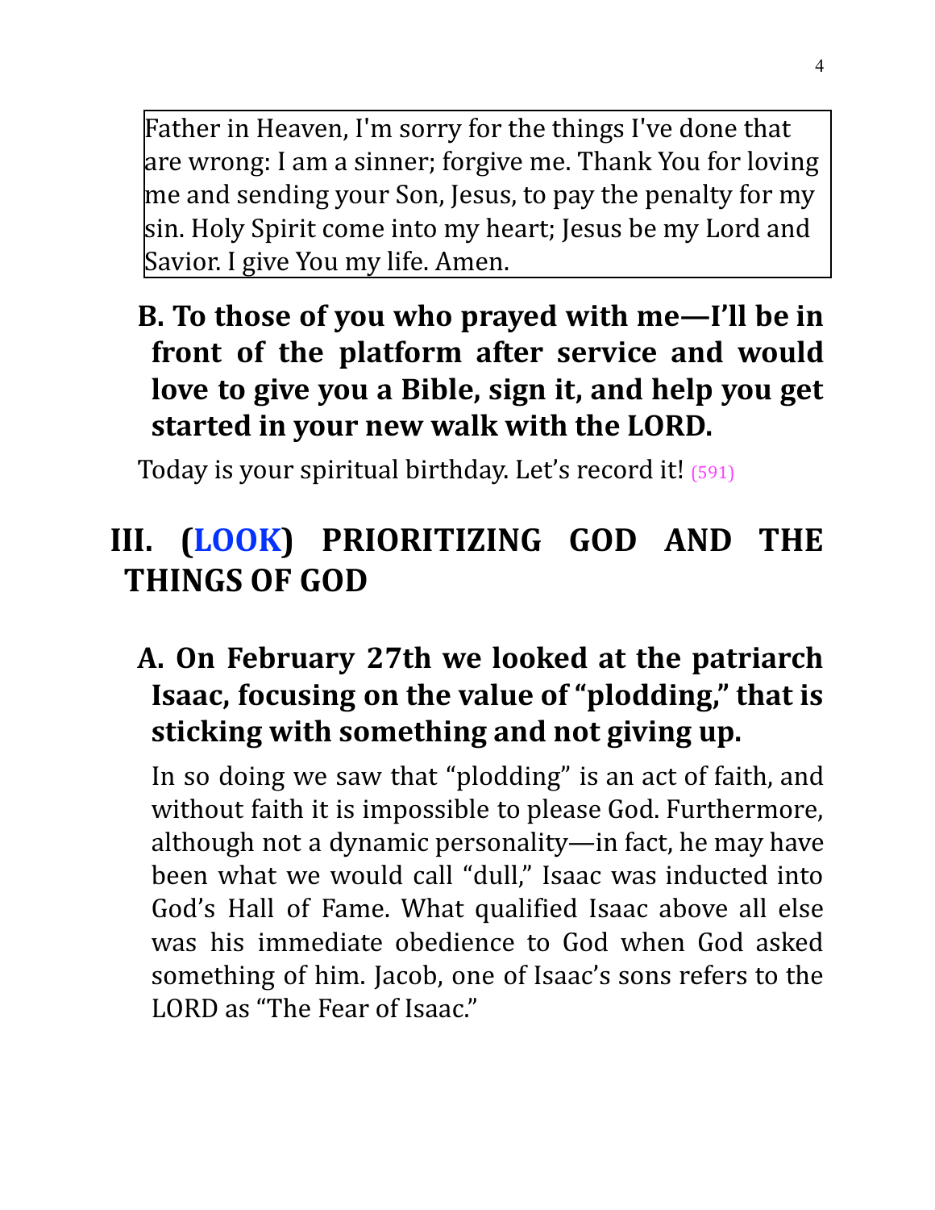> Father in Heaven, I'm sorry for the things I've done that are wrong: I am a sinner; forgive me. Thank You for loving me and sending your Son, Jesus, to pay the penalty for my sin. Holy Spirit come into my heart; Jesus be my Lord and Savior. I give You my life. Amen.

**B. To those of you who prayed with me—I'll be in front of the platform after service and would love to give you a Bible, sign it, and help you get started in your new walk with the LORD.**

Today is your spiritual birthday. Let's record it! (591)

## III. (LOOK) PRIORITIZING GOD AND THE THINGS OF GOD

**A. On February 27th we looked at the patriarch Isaac, focusing on the value of "plodding," that is sticking with something and not giving up.**

In so doing we saw that "plodding" is an act of faith, and without faith it is impossible to please God. Furthermore, although not a dynamic personality—in fact, he may have been what we would call "dull," Isaac was inducted into God's Hall of Fame. What qualified Isaac above all else was his immediate obedience to God when God asked something of him. Jacob, one of Isaac's sons refers to the LORD as "The Fear of Isaac."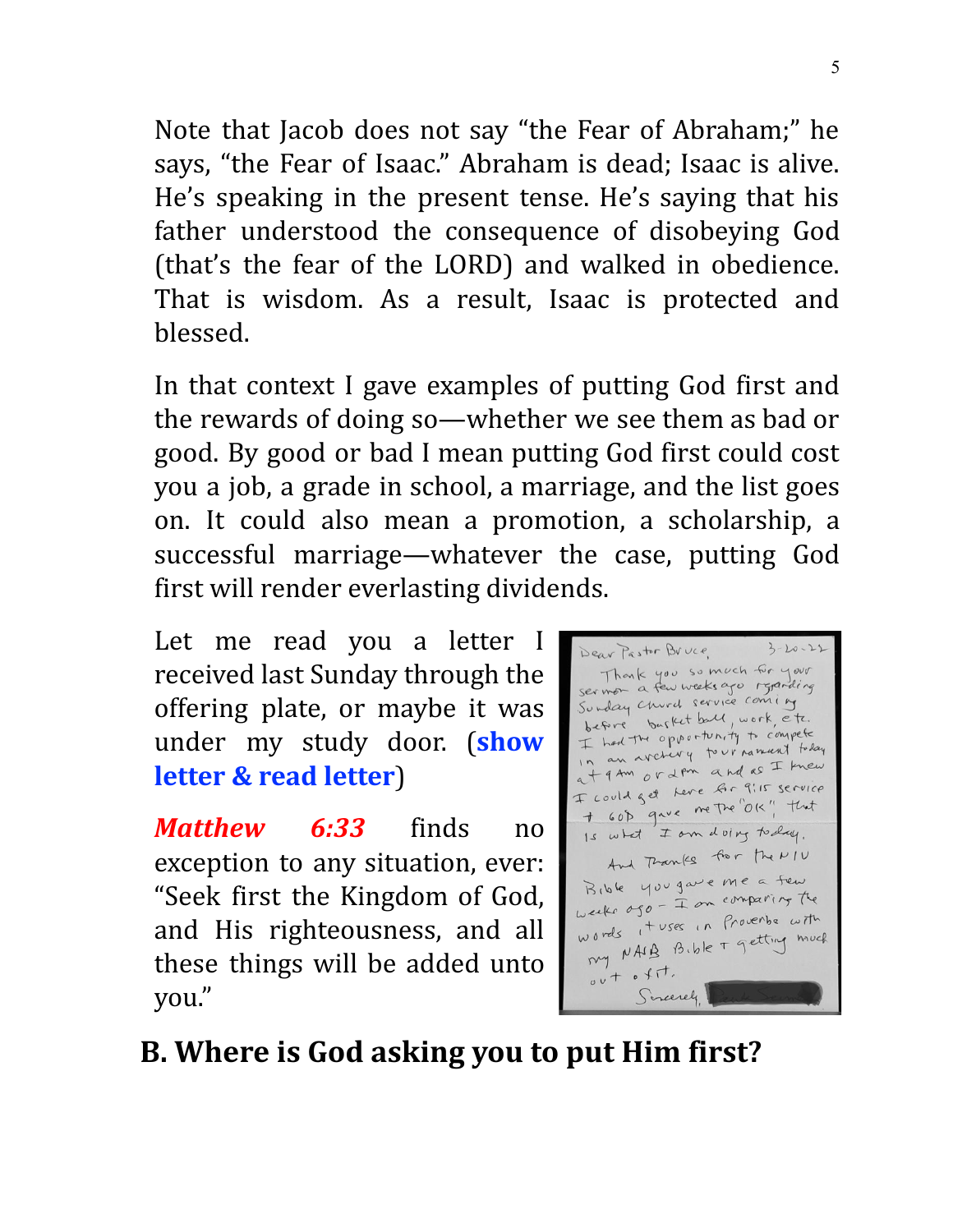Note that Jacob does not say “the Fear of Abraham;” he says, “the Fear of Isaac.” Abraham is dead; Isaac is alive. He’s speaking in the present tense. He’s saying that his father understood the consequence of disobeying God (that’s the fear of the LORD) and walked in obedience. That is wisdom. As a result, Isaac is protected and blessed.

In that context I gave examples of putting God first and the rewards of doing so—whether we see them as bad or good. By good or bad I mean putting God first could cost you a job, a grade in school, a marriage, and the list goes on. It could also mean a promotion, a scholarship, a successful marriage—whatever the case, putting God first will render everlasting dividends.

Let me read you a letter I received last Sunday through the offering plate, or maybe it was under my study door. (**show letter & read letter**)

> Dear Pastor Bruce, 3-20-22
>
> Thank you so much for your sermon a few weeks ago regarding Sunday church service coming before basketball, work, etc. I had the opportunity to compete in an archery tournament today at 9 Am or 2pm and as I knew I could get here for 9:15 service + GOD gave me the "OK", that is what I am doing today.
>
> And Thanks for the NIV Bible you gave me a few weeks ago – I am comparing the words, it uses in Proverbs with my NASB Bible + getting much out of it.
>
> Sincerely,

***Matthew 6:33*** finds no exception to any situation, ever: “Seek first the Kingdom of God, and His righteousness, and all these things will be added unto you.”

## B. Where is God asking you to put Him first?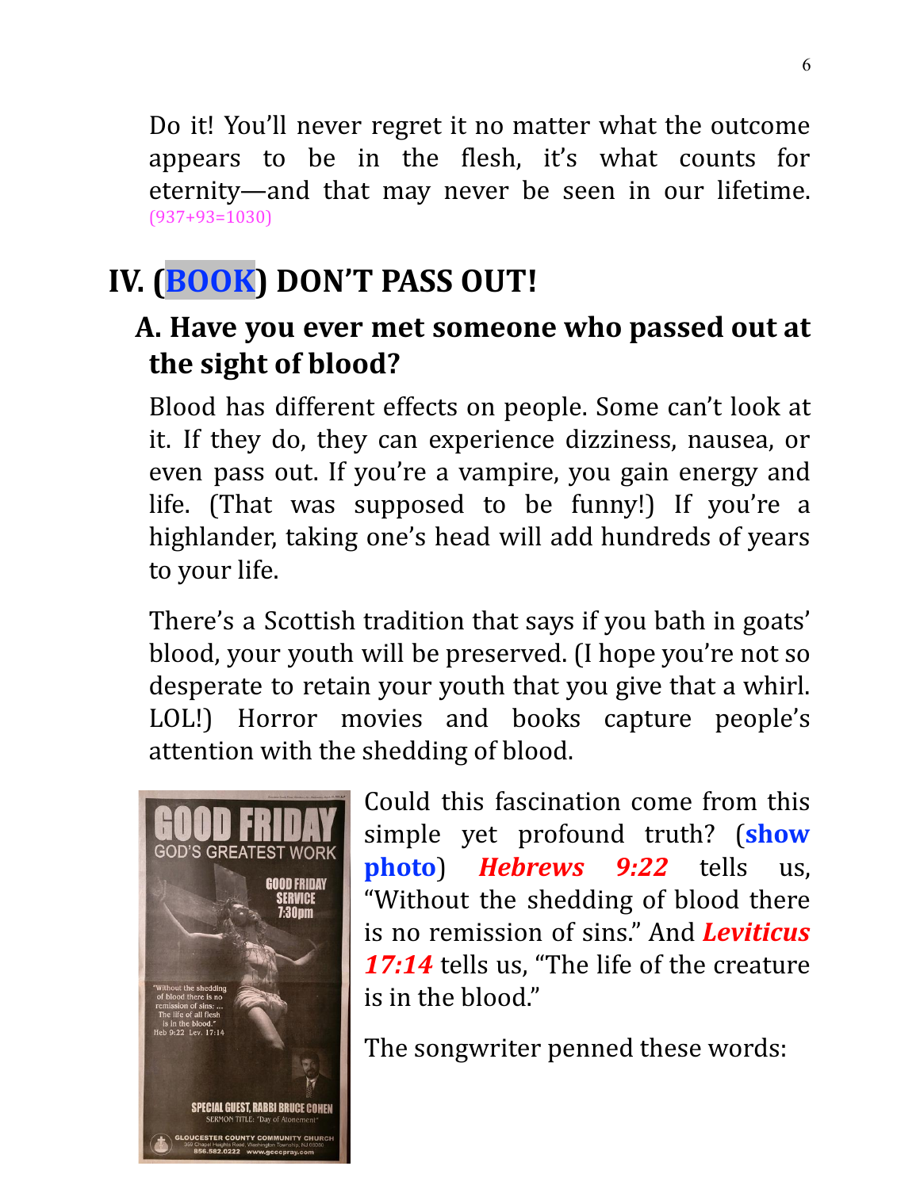Do it! You'll never regret it no matter what the outcome appears to be in the flesh, it's what counts for eternity—and that may never be seen in our lifetime. (937+93=1030)

# IV. (BOOK) DON'T PASS OUT!

## A. Have you ever met someone who passed out at the sight of blood?

Blood has different effects on people. Some can't look at it. If they do, they can experience dizziness, nausea, or even pass out. If you're a vampire, you gain energy and life. (That was supposed to be funny!) If you're a highlander, taking one's head will add hundreds of years to your life.

There's a Scottish tradition that says if you bath in goats' blood, your youth will be preserved. (I hope you're not so desperate to retain your youth that you give that a whirl. LOL!) Horror movies and books capture people's attention with the shedding of blood.

Could this fascination come from this simple yet profound truth? (**show photo**) ***Hebrews 9:22*** tells us, "Without the shedding of blood there is no remission of sins." And ***Leviticus 17:14*** tells us, "The life of the creature is in the blood."

The songwriter penned these words: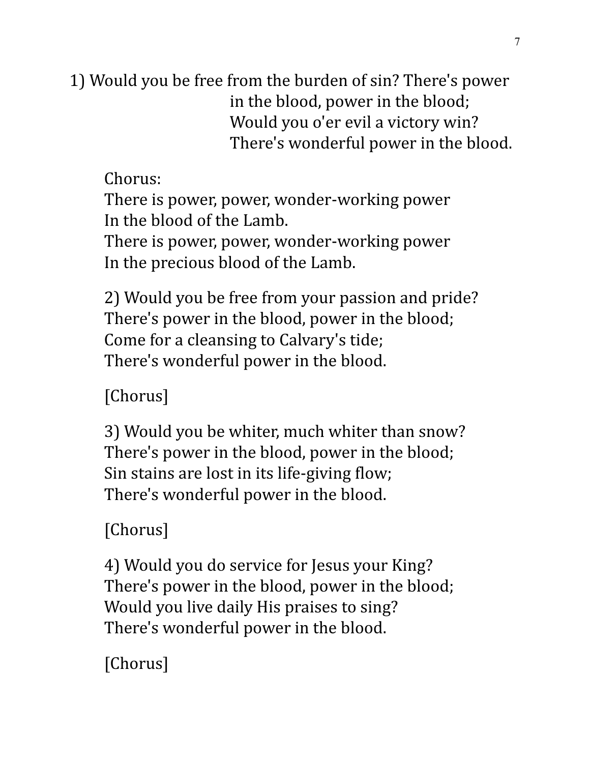1) Would you be free from the burden of sin? There's power
in the blood, power in the blood;
Would you o'er evil a victory win?
There's wonderful power in the blood.

Chorus:
There is power, power, wonder-working power
In the blood of the Lamb.
There is power, power, wonder-working power
In the precious blood of the Lamb.

2) Would you be free from your passion and pride?
There's power in the blood, power in the blood;
Come for a cleansing to Calvary's tide;
There's wonderful power in the blood.

[Chorus]

3) Would you be whiter, much whiter than snow?
There's power in the blood, power in the blood;
Sin stains are lost in its life-giving flow;
There's wonderful power in the blood.

[Chorus]

4) Would you do service for Jesus your King?
There's power in the blood, power in the blood;
Would you live daily His praises to sing?
There's wonderful power in the blood.

[Chorus]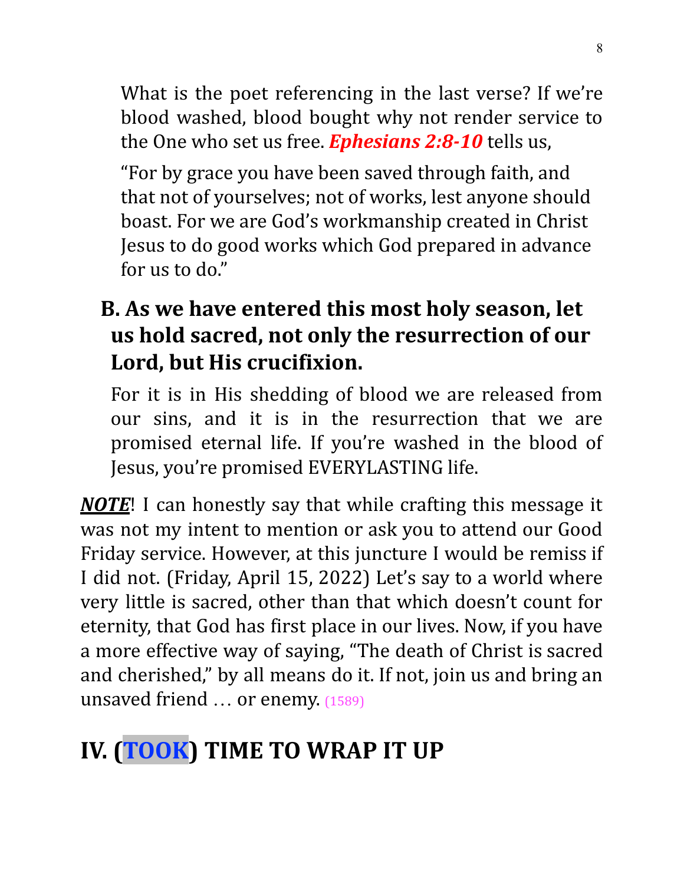What is the poet referencing in the last verse? If we're blood washed, blood bought why not render service to the One who set us free. ***Ephesians 2:8-10*** tells us,

"For by grace you have been saved through faith, and that not of yourselves; not of works, lest anyone should boast. For we are God's workmanship created in Christ Jesus to do good works which God prepared in advance for us to do."

### B. As we have entered this most holy season, let us hold sacred, not only the resurrection of our Lord, but His crucifixion.

For it is in His shedding of blood we are released from our sins, and it is in the resurrection that we are promised eternal life. If you're washed in the blood of Jesus, you're promised EVERYLASTING life.

***NOTE***! I can honestly say that while crafting this message it was not my intent to mention or ask you to attend our Good Friday service. However, at this juncture I would be remiss if I did not. (Friday, April 15, 2022) Let's say to a world where very little is sacred, other than that which doesn't count for eternity, that God has first place in our lives. Now, if you have a more effective way of saying, "The death of Christ is sacred and cherished," by all means do it. If not, join us and bring an unsaved friend … or enemy. (1589)

## IV. (TOOK) TIME TO WRAP IT UP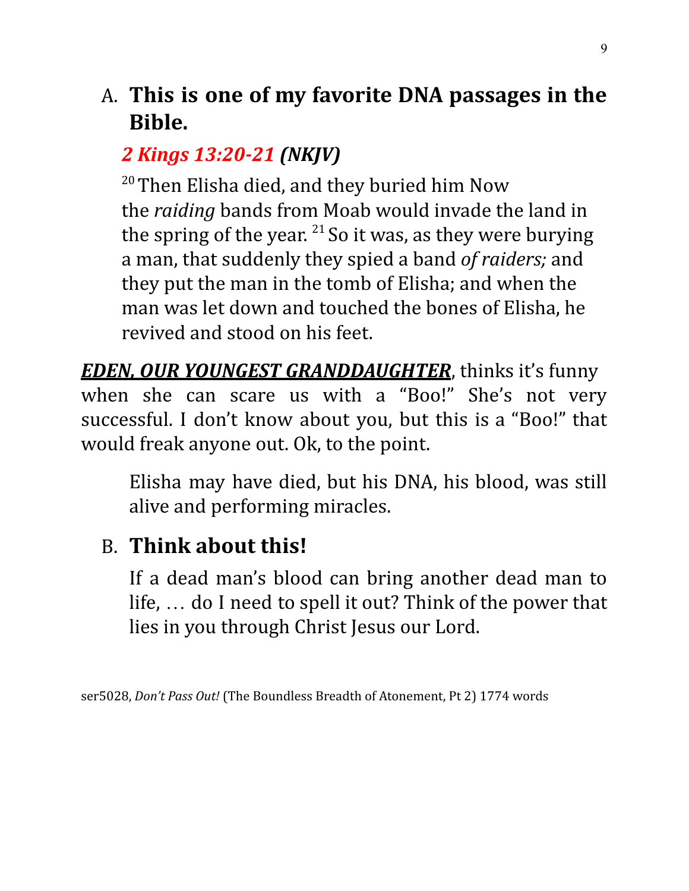A. **This is one of my favorite DNA passages in the Bible.**

***2 Kings 13:20-21* (NKJV)**

[20] Then Elisha died, and they buried him Now the *raiding* bands from Moab would invade the land in the spring of the year. [21] So it was, as they were burying a man, that suddenly they spied a band *of raiders;* and they put the man in the tomb of Elisha; and when the man was let down and touched the bones of Elisha, he revived and stood on his feet.

***EDEN, OUR YOUNGEST GRANDDAUGHTER***, thinks it's funny when she can scare us with a "Boo!" She's not very successful. I don't know about you, but this is a "Boo!" that would freak anyone out. Ok, to the point.

Elisha may have died, but his DNA, his blood, was still alive and performing miracles.

B. **Think about this!**

If a dead man's blood can bring another dead man to life, … do I need to spell it out? Think of the power that lies in you through Christ Jesus our Lord.

ser5028, *Don't Pass Out!* (The Boundless Breadth of Atonement, Pt 2) 1774 words